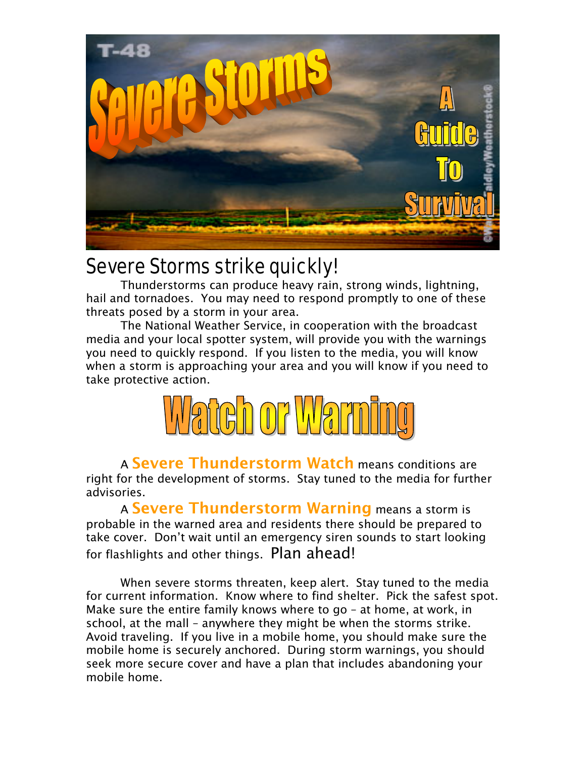T-48

# Severe Storms

## A Guide To Survival

©Warren Faidley/Weatherstock®

## Severe Storms strike quickly!

Thunderstorms can produce heavy rain, strong winds, lightning, hail and tornadoes. You may need to respond promptly to one of these threats posed by a storm in your area.

The National Weather Service, in cooperation with the broadcast media and your local spotter system, will provide you with the warnings you need to quickly respond. If you listen to the media, you will know when a storm is approaching your area and you will know if you need to take protective action.

## Watch or Warning

A **Severe Thunderstorm Watch** means conditions are right for the development of storms. Stay tuned to the media for further advisories.

A **Severe Thunderstorm Warning** means a storm is probable in the warned area and residents there should be prepared to take cover. Don't wait until an emergency siren sounds to start looking for flashlights and other things. Plan ahead!

When severe storms threaten, keep alert. Stay tuned to the media for current information. Know where to find shelter. Pick the safest spot. Make sure the entire family knows where to go – at home, at work, in school, at the mall – anywhere they might be when the storms strike. Avoid traveling. If you live in a mobile home, you should make sure the mobile home is securely anchored. During storm warnings, you should seek more secure cover and have a plan that includes abandoning your mobile home.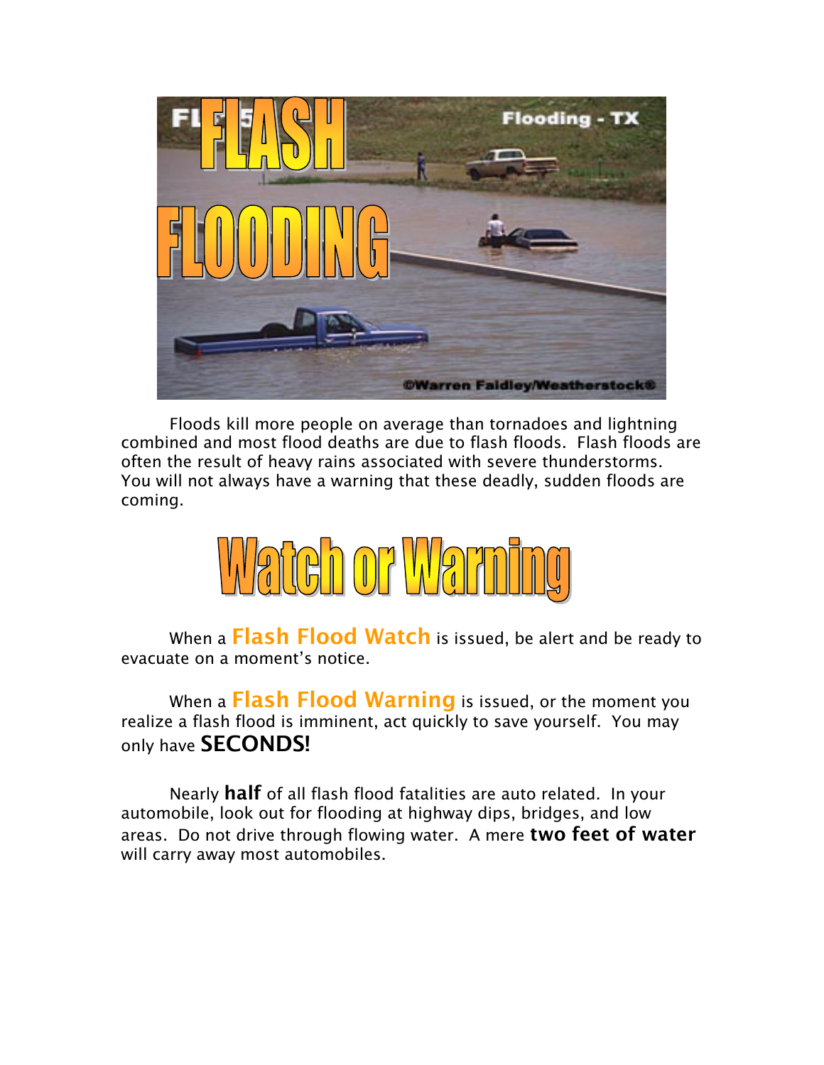# FLASH FLOODING

Floods kill more people on average than tornadoes and lightning combined and most flood deaths are due to flash floods. Flash floods are often the result of heavy rains associated with severe thunderstorms. You will not always have a warning that these deadly, sudden floods are coming.

## Watch or Warning

When a **Flash Flood Watch** is issued, be alert and be ready to evacuate on a moment's notice.

When a **Flash Flood Warning** is issued, or the moment you realize a flash flood is imminent, act quickly to save yourself. You may only have **SECONDS!**

Nearly **half** of all flash flood fatalities are auto related. In your automobile, look out for flooding at highway dips, bridges, and low areas. Do not drive through flowing water. A mere **two feet of water** will carry away most automobiles.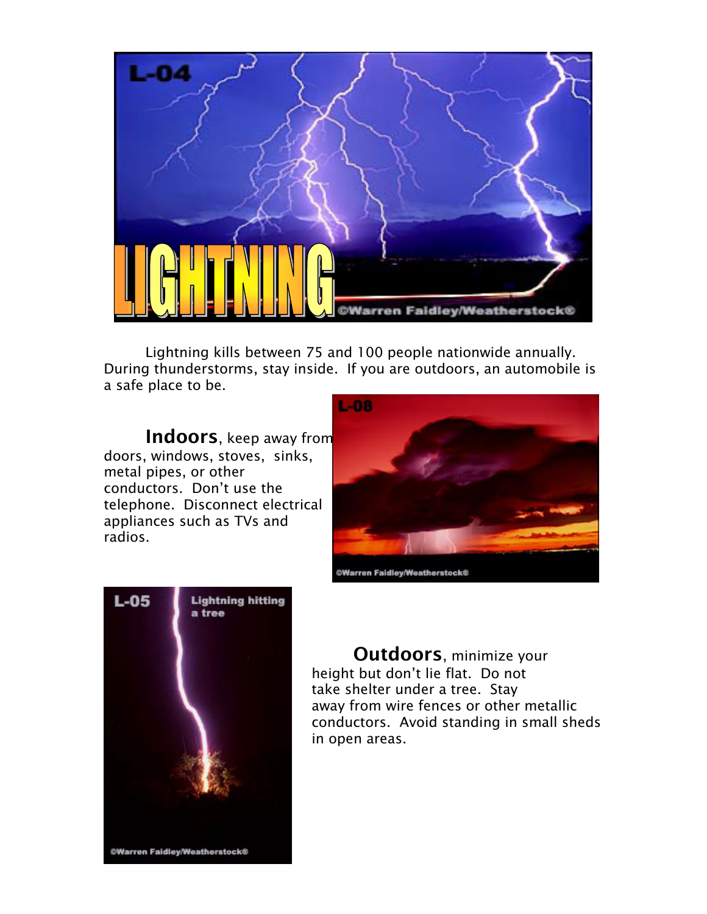Lightning kills between 75 and 100 people nationwide annually. During thunderstorms, stay inside. If you are outdoors, an automobile is a safe place to be.

**Indoors**, keep away from doors, windows, stoves, sinks, metal pipes, or other conductors. Don't use the telephone. Disconnect electrical appliances such as TVs and radios.

**Outdoors**, minimize your height but don't lie flat. Do not take shelter under a tree. Stay away from wire fences or other metallic conductors. Avoid standing in small sheds in open areas.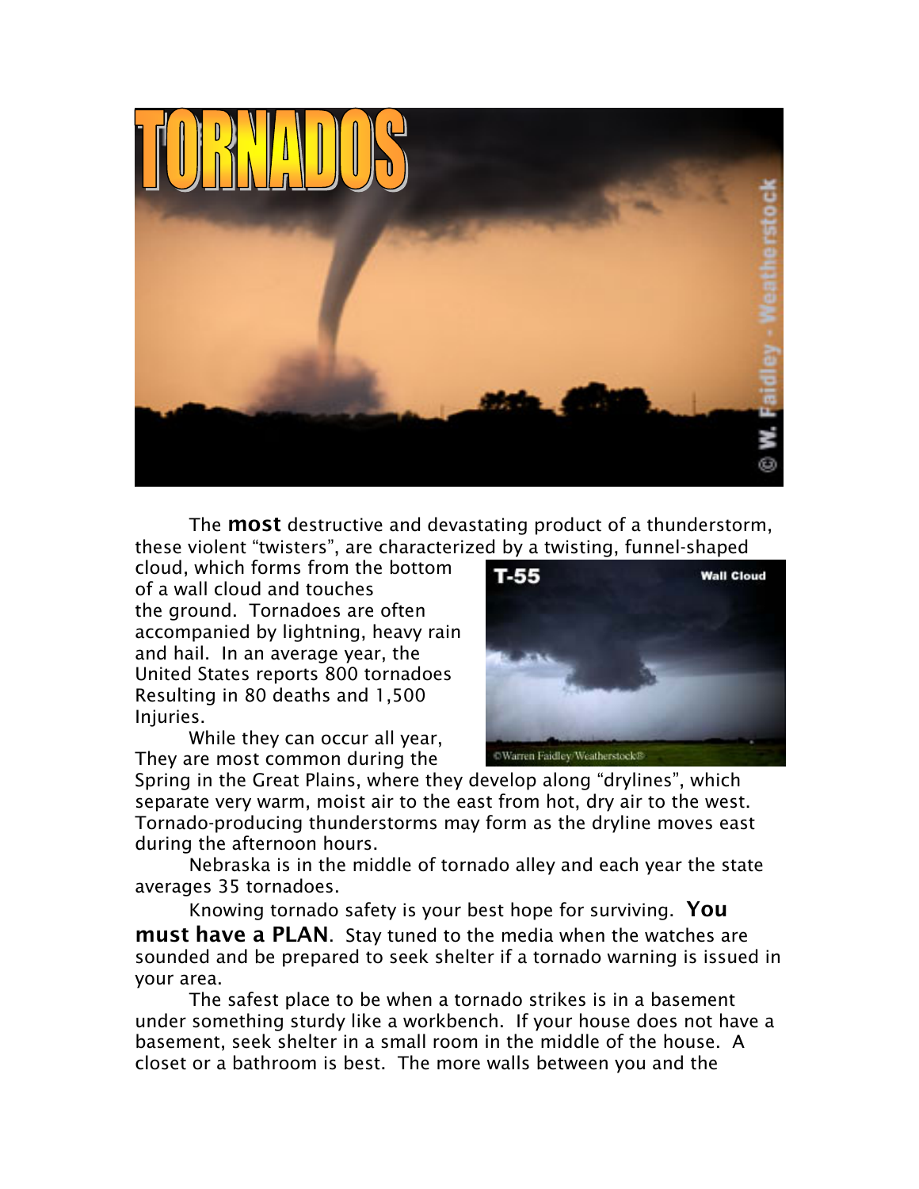# TORNADOS

The **most** destructive and devastating product of a thunderstorm, these violent "twisters", are characterized by a twisting, funnel-shaped cloud, which forms from the bottom of a wall cloud and touches the ground. Tornadoes are often accompanied by lightning, heavy rain and hail. In an average year, the United States reports 800 tornadoes Resulting in 80 deaths and 1,500 Injuries.

While they can occur all year, They are most common during the Spring in the Great Plains, where they develop along "drylines", which separate very warm, moist air to the east from hot, dry air to the west. Tornado-producing thunderstorms may form as the dryline moves east during the afternoon hours.

Nebraska is in the middle of tornado alley and each year the state averages 35 tornadoes.

Knowing tornado safety is your best hope for surviving. **You must have a PLAN**. Stay tuned to the media when the watches are sounded and be prepared to seek shelter if a tornado warning is issued in your area.

The safest place to be when a tornado strikes is in a basement under something sturdy like a workbench. If your house does not have a basement, seek shelter in a small room in the middle of the house. A closet or a bathroom is best. The more walls between you and the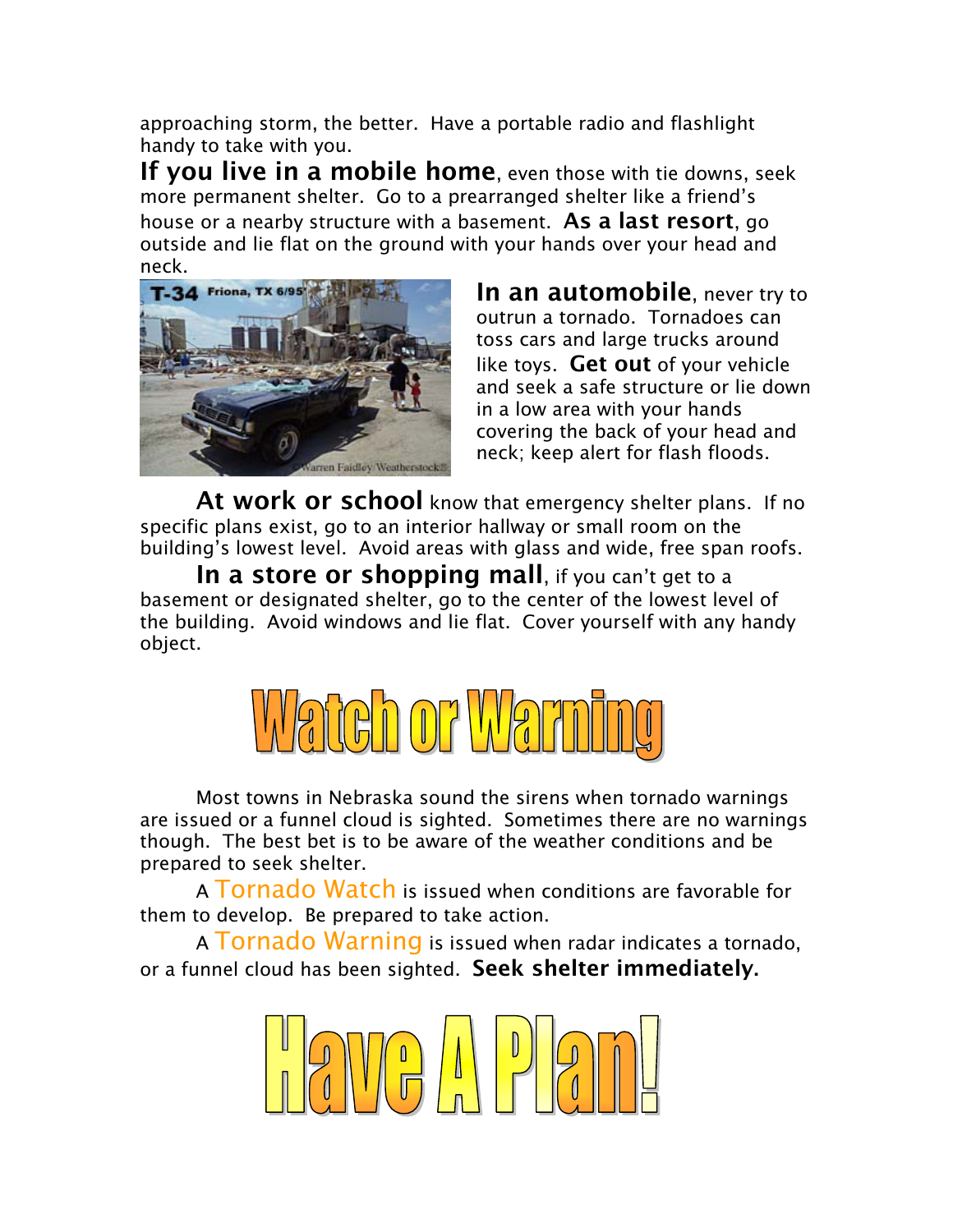approaching storm, the better. Have a portable radio and flashlight handy to take with you.

**If you live in a mobile home**, even those with tie downs, seek more permanent shelter. Go to a prearranged shelter like a friend's house or a nearby structure with a basement. **As a last resort**, go outside and lie flat on the ground with your hands over your head and neck.

**In an automobile**, never try to outrun a tornado. Tornadoes can toss cars and large trucks around like toys. **Get out** of your vehicle and seek a safe structure or lie down in a low area with your hands covering the back of your head and neck; keep alert for flash floods.

**At work or school** know that emergency shelter plans. If no specific plans exist, go to an interior hallway or small room on the building's lowest level. Avoid areas with glass and wide, free span roofs.

**In a store or shopping mall**, if you can't get to a basement or designated shelter, go to the center of the lowest level of the building. Avoid windows and lie flat. Cover yourself with any handy object.

# Watch or Warning

Most towns in Nebraska sound the sirens when tornado warnings are issued or a funnel cloud is sighted. Sometimes there are no warnings though. The best bet is to be aware of the weather conditions and be prepared to seek shelter.

A Tornado Watch is issued when conditions are favorable for them to develop. Be prepared to take action.

A Tornado Warning is issued when radar indicates a tornado, or a funnel cloud has been sighted. **Seek shelter immediately.**

# Have A Plan!